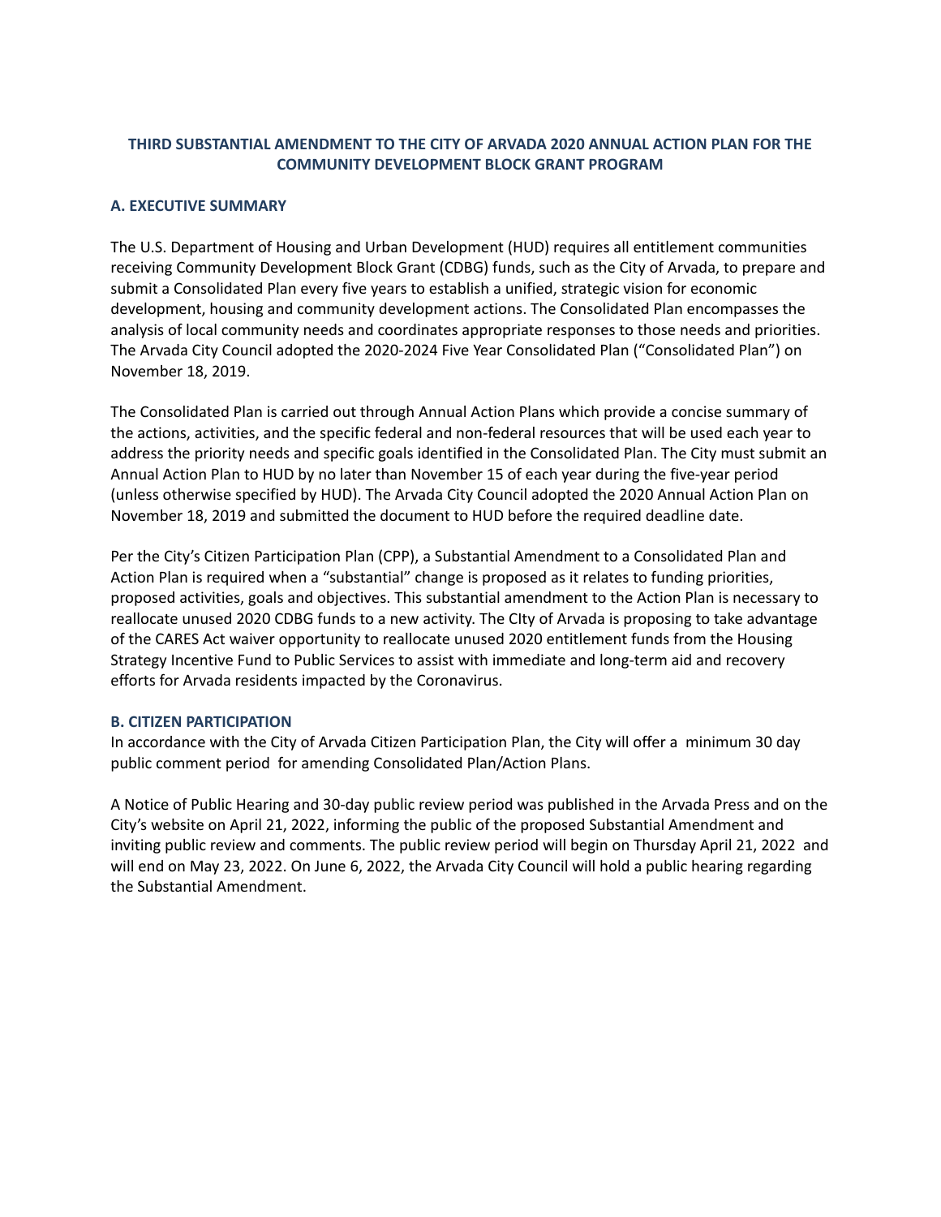**THIRD SUBSTANTIAL AMENDMENT TO THE CITY OF ARVADA 2020 ANNUAL ACTION PLAN FOR THE COMMUNITY DEVELOPMENT BLOCK GRANT PROGRAM**

## A. EXECUTIVE SUMMARY

The U.S. Department of Housing and Urban Development (HUD) requires all entitlement communities receiving Community Development Block Grant (CDBG) funds, such as the City of Arvada, to prepare and submit a Consolidated Plan every five years to establish a unified, strategic vision for economic development, housing and community development actions. The Consolidated Plan encompasses the analysis of local community needs and coordinates appropriate responses to those needs and priorities. The Arvada City Council adopted the 2020-2024 Five Year Consolidated Plan ("Consolidated Plan") on November 18, 2019.

The Consolidated Plan is carried out through Annual Action Plans which provide a concise summary of the actions, activities, and the specific federal and non-federal resources that will be used each year to address the priority needs and specific goals identified in the Consolidated Plan. The City must submit an Annual Action Plan to HUD by no later than November 15 of each year during the five-year period (unless otherwise specified by HUD). The Arvada City Council adopted the 2020 Annual Action Plan on November 18, 2019 and submitted the document to HUD before the required deadline date.

Per the City's Citizen Participation Plan (CPP), a Substantial Amendment to a Consolidated Plan and Action Plan is required when a "substantial" change is proposed as it relates to funding priorities, proposed activities, goals and objectives. This substantial amendment to the Action Plan is necessary to reallocate unused 2020 CDBG funds to a new activity. The CIty of Arvada is proposing to take advantage of the CARES Act waiver opportunity to reallocate unused 2020 entitlement funds from the Housing Strategy Incentive Fund to Public Services to assist with immediate and long-term aid and recovery efforts for Arvada residents impacted by the Coronavirus.

## B. CITIZEN PARTICIPATION

In accordance with the City of Arvada Citizen Participation Plan, the City will offer a minimum 30 day public comment period for amending Consolidated Plan/Action Plans.

A Notice of Public Hearing and 30-day public review period was published in the Arvada Press and on the City's website on April 21, 2022, informing the public of the proposed Substantial Amendment and inviting public review and comments. The public review period will begin on Thursday April 21, 2022 and will end on May 23, 2022. On June 6, 2022, the Arvada City Council will hold a public hearing regarding the Substantial Amendment.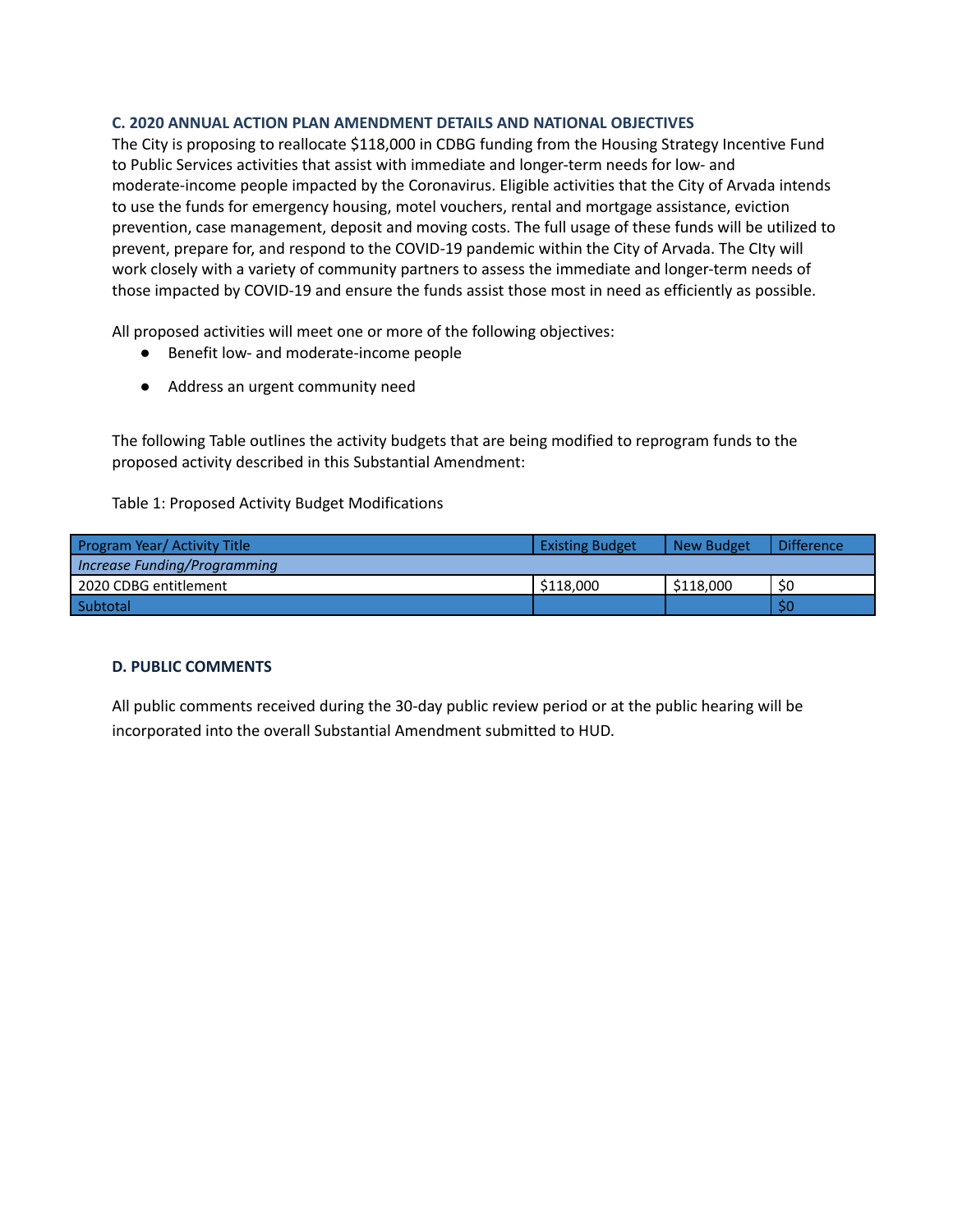### C. 2020 ANNUAL ACTION PLAN AMENDMENT DETAILS AND NATIONAL OBJECTIVES

The City is proposing to reallocate $118,000 in CDBG funding from the Housing Strategy Incentive Fund to Public Services activities that assist with immediate and longer-term needs for low- and moderate-income people impacted by the Coronavirus. Eligible activities that the City of Arvada intends to use the funds for emergency housing, motel vouchers, rental and mortgage assistance, eviction prevention, case management, deposit and moving costs. The full usage of these funds will be utilized to prevent, prepare for, and respond to the COVID-19 pandemic within the City of Arvada. The CIty will work closely with a variety of community partners to assess the immediate and longer-term needs of those impacted by COVID-19 and ensure the funds assist those most in need as efficiently as possible.

All proposed activities will meet one or more of the following objectives:

- Benefit low- and moderate-income people
- Address an urgent community need

The following Table outlines the activity budgets that are being modified to reprogram funds to the proposed activity described in this Substantial Amendment:

Table 1: Proposed Activity Budget Modifications

| Program Year/ Activity Title | Existing Budget | New Budget | Difference |
|---|---|---|---|
| *Increase Funding/Programming* | | | |
| 2020 CDBG entitlement | $118,000 | $118,000 | $0 |
| Subtotal | | | $0 |

### D. PUBLIC COMMENTS

All public comments received during the 30-day public review period or at the public hearing will be incorporated into the overall Substantial Amendment submitted to HUD.